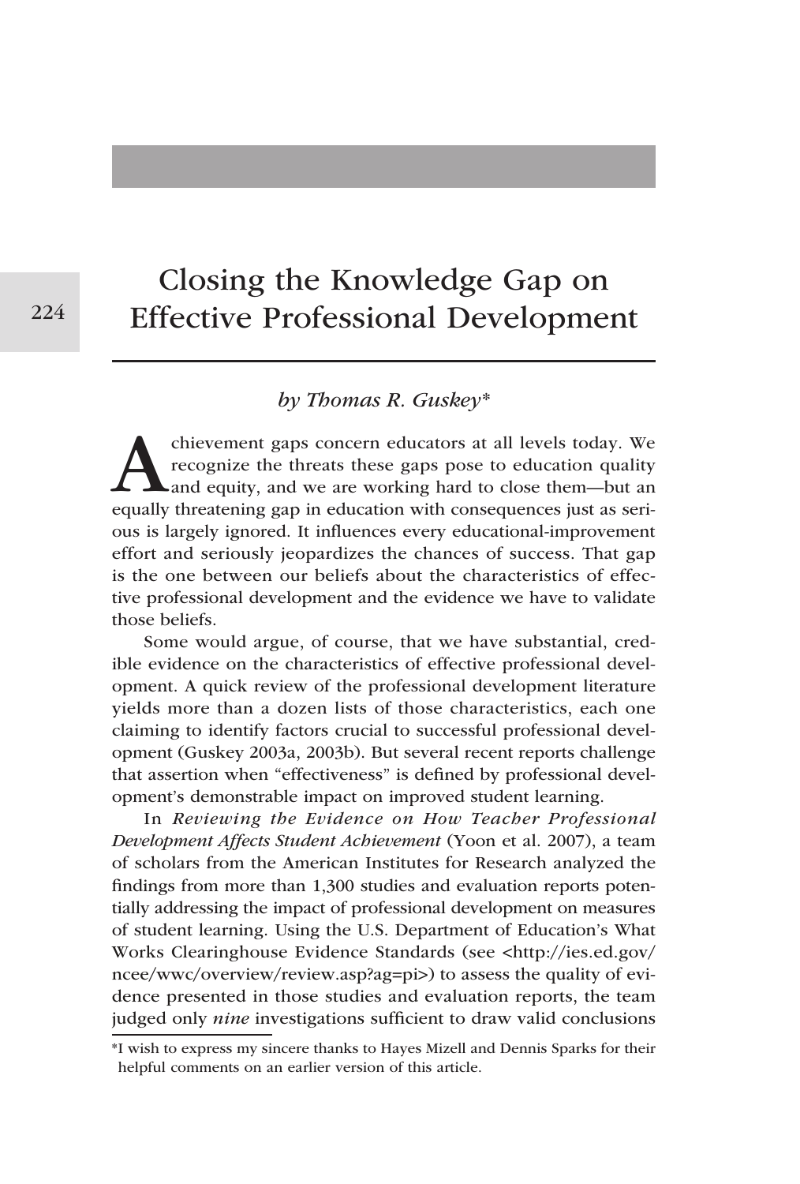# Closing the Knowledge Gap on Effective Professional Development

*by Thomas R. Guskey**

Achievement gaps concern educators at all levels today. We recognize the threats these gaps pose to education quality and equity, and we are working hard to close them—but an equally threatening gap in education with consequences just as serious is largely ignored. It influences every educational-improvement effort and seriously jeopardizes the chances of success. That gap is the one between our beliefs about the characteristics of effective professional development and the evidence we have to validate those beliefs.

Some would argue, of course, that we have substantial, credible evidence on the characteristics of effective professional development. A quick review of the professional development literature yields more than a dozen lists of those characteristics, each one claiming to identify factors crucial to successful professional development (Guskey 2003a, 2003b). But several recent reports challenge that assertion when "effectiveness" is defined by professional development's demonstrable impact on improved student learning.

In *Reviewing the Evidence on How Teacher Professional Development Affects Student Achievement* (Yoon et al. 2007), a team of scholars from the American Institutes for Research analyzed the findings from more than 1,300 studies and evaluation reports potentially addressing the impact of professional development on measures of student learning. Using the U.S. Department of Education's What Works Clearinghouse Evidence Standards (see <http://ies.ed.gov/ncee/wwc/overview/review.asp?ag=pi>) to assess the quality of evidence presented in those studies and evaluation reports, the team judged only *nine* investigations sufficient to draw valid conclusions

*I wish to express my sincere thanks to Hayes Mizell and Dennis Sparks for their helpful comments on an earlier version of this article.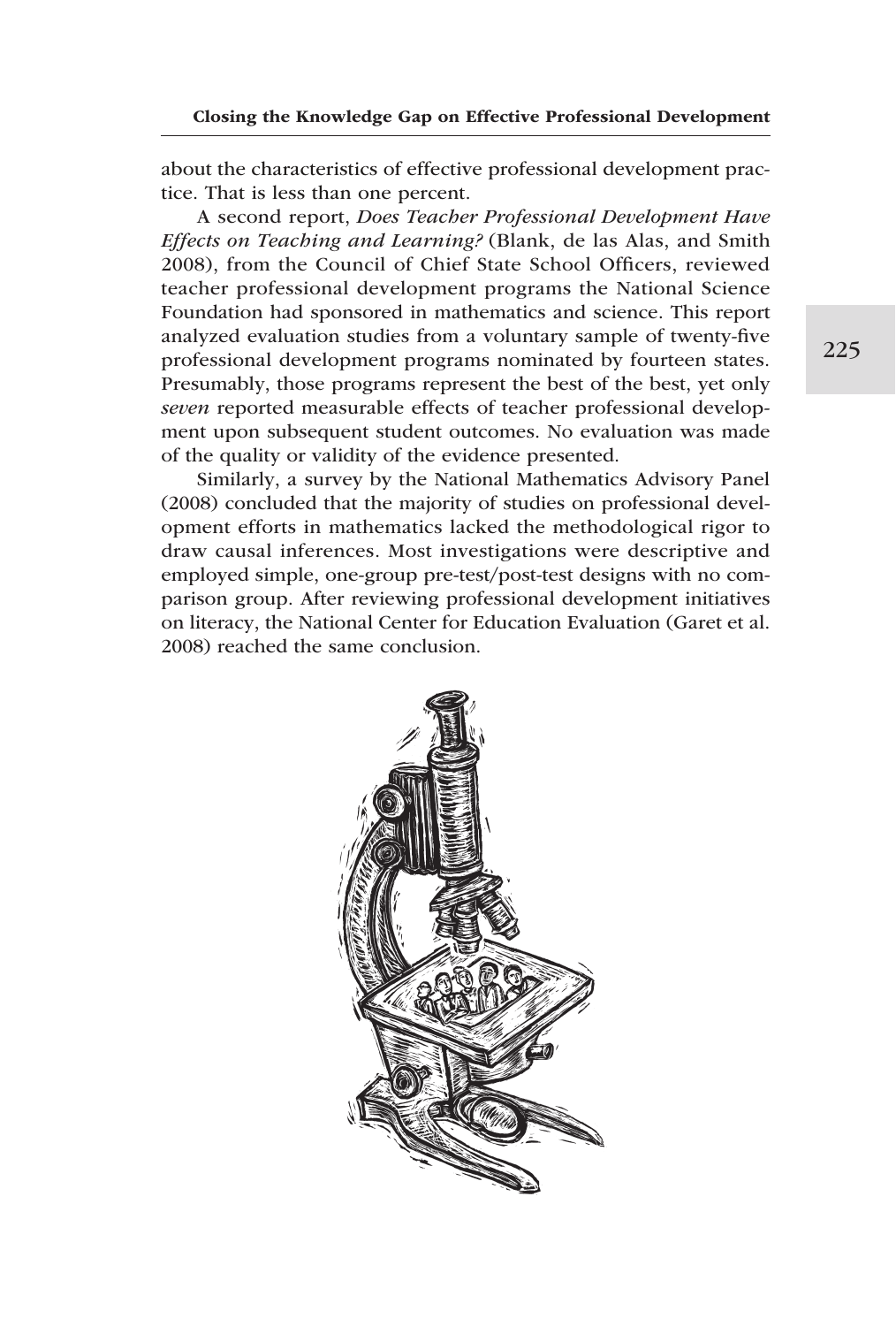about the characteristics of effective professional development practice. That is less than one percent.

A second report, *Does Teacher Professional Development Have Effects on Teaching and Learning?* (Blank, de las Alas, and Smith 2008), from the Council of Chief State School Officers, reviewed teacher professional development programs the National Science Foundation had sponsored in mathematics and science. This report analyzed evaluation studies from a voluntary sample of twenty-five professional development programs nominated by fourteen states. Presumably, those programs represent the best of the best, yet only *seven* reported measurable effects of teacher professional development upon subsequent student outcomes. No evaluation was made of the quality or validity of the evidence presented.

Similarly, a survey by the National Mathematics Advisory Panel (2008) concluded that the majority of studies on professional development efforts in mathematics lacked the methodological rigor to draw causal inferences. Most investigations were descriptive and employed simple, one-group pre-test/post-test designs with no comparison group. After reviewing professional development initiatives on literacy, the National Center for Education Evaluation (Garet et al. 2008) reached the same conclusion.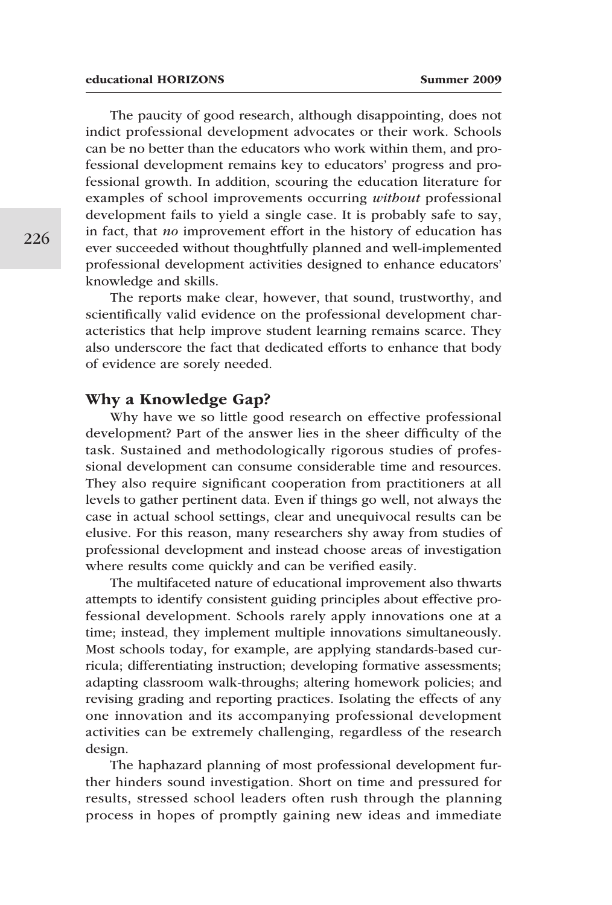The paucity of good research, although disappointing, does not indict professional development advocates or their work. Schools can be no better than the educators who work within them, and professional development remains key to educators' progress and professional growth. In addition, scouring the education literature for examples of school improvements occurring *without* professional development fails to yield a single case. It is probably safe to say, in fact, that *no* improvement effort in the history of education has ever succeeded without thoughtfully planned and well-implemented professional development activities designed to enhance educators' knowledge and skills.

The reports make clear, however, that sound, trustworthy, and scientifically valid evidence on the professional development characteristics that help improve student learning remains scarce. They also underscore the fact that dedicated efforts to enhance that body of evidence are sorely needed.

## Why a Knowledge Gap?

Why have we so little good research on effective professional development? Part of the answer lies in the sheer difficulty of the task. Sustained and methodologically rigorous studies of professional development can consume considerable time and resources. They also require significant cooperation from practitioners at all levels to gather pertinent data. Even if things go well, not always the case in actual school settings, clear and unequivocal results can be elusive. For this reason, many researchers shy away from studies of professional development and instead choose areas of investigation where results come quickly and can be verified easily.

The multifaceted nature of educational improvement also thwarts attempts to identify consistent guiding principles about effective professional development. Schools rarely apply innovations one at a time; instead, they implement multiple innovations simultaneously. Most schools today, for example, are applying standards-based curricula; differentiating instruction; developing formative assessments; adapting classroom walk-throughs; altering homework policies; and revising grading and reporting practices. Isolating the effects of any one innovation and its accompanying professional development activities can be extremely challenging, regardless of the research design.

The haphazard planning of most professional development further hinders sound investigation. Short on time and pressured for results, stressed school leaders often rush through the planning process in hopes of promptly gaining new ideas and immediate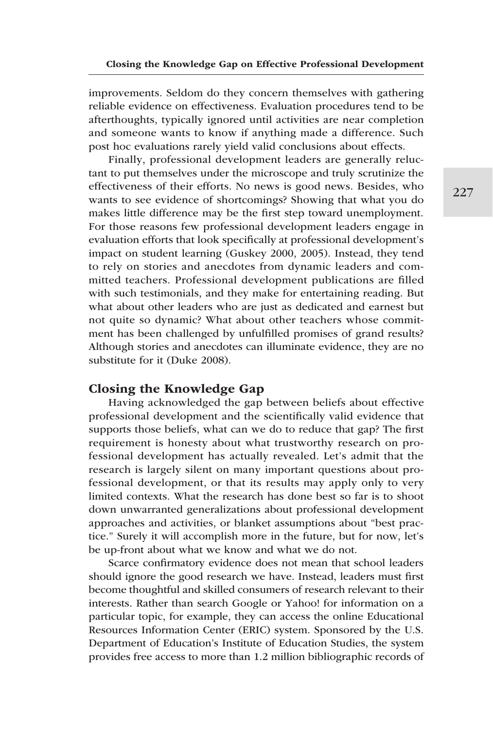improvements. Seldom do they concern themselves with gathering reliable evidence on effectiveness. Evaluation procedures tend to be afterthoughts, typically ignored until activities are near completion and someone wants to know if anything made a difference. Such post hoc evaluations rarely yield valid conclusions about effects.

Finally, professional development leaders are generally reluctant to put themselves under the microscope and truly scrutinize the effectiveness of their efforts. No news is good news. Besides, who wants to see evidence of shortcomings? Showing that what you do makes little difference may be the first step toward unemployment. For those reasons few professional development leaders engage in evaluation efforts that look specifically at professional development's impact on student learning (Guskey 2000, 2005). Instead, they tend to rely on stories and anecdotes from dynamic leaders and committed teachers. Professional development publications are filled with such testimonials, and they make for entertaining reading. But what about other leaders who are just as dedicated and earnest but not quite so dynamic? What about other teachers whose commitment has been challenged by unfulfilled promises of grand results? Although stories and anecdotes can illuminate evidence, they are no substitute for it (Duke 2008).

## Closing the Knowledge Gap

Having acknowledged the gap between beliefs about effective professional development and the scientifically valid evidence that supports those beliefs, what can we do to reduce that gap? The first requirement is honesty about what trustworthy research on professional development has actually revealed. Let's admit that the research is largely silent on many important questions about professional development, or that its results may apply only to very limited contexts. What the research has done best so far is to shoot down unwarranted generalizations about professional development approaches and activities, or blanket assumptions about "best practice." Surely it will accomplish more in the future, but for now, let's be up-front about what we know and what we do not.

Scarce confirmatory evidence does not mean that school leaders should ignore the good research we have. Instead, leaders must first become thoughtful and skilled consumers of research relevant to their interests. Rather than search Google or Yahoo! for information on a particular topic, for example, they can access the online Educational Resources Information Center (ERIC) system. Sponsored by the U.S. Department of Education's Institute of Education Studies, the system provides free access to more than 1.2 million bibliographic records of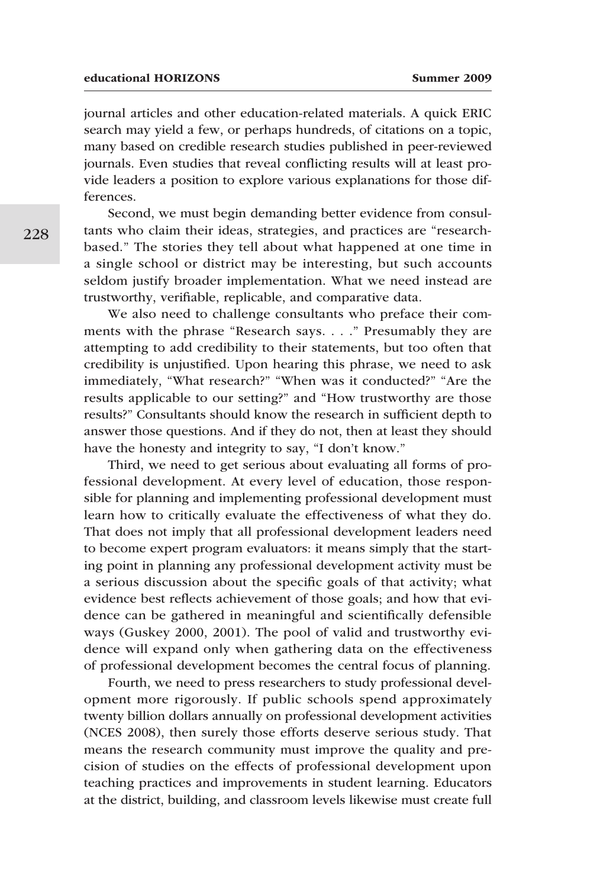journal articles and other education-related materials. A quick ERIC search may yield a few, or perhaps hundreds, of citations on a topic, many based on credible research studies published in peer-reviewed journals. Even studies that reveal conflicting results will at least provide leaders a position to explore various explanations for those differences.

Second, we must begin demanding better evidence from consultants who claim their ideas, strategies, and practices are "research-based." The stories they tell about what happened at one time in a single school or district may be interesting, but such accounts seldom justify broader implementation. What we need instead are trustworthy, verifiable, replicable, and comparative data.

We also need to challenge consultants who preface their comments with the phrase "Research says. . . ." Presumably they are attempting to add credibility to their statements, but too often that credibility is unjustified. Upon hearing this phrase, we need to ask immediately, "What research?" "When was it conducted?" "Are the results applicable to our setting?" and "How trustworthy are those results?" Consultants should know the research in sufficient depth to answer those questions. And if they do not, then at least they should have the honesty and integrity to say, "I don't know."

Third, we need to get serious about evaluating all forms of professional development. At every level of education, those responsible for planning and implementing professional development must learn how to critically evaluate the effectiveness of what they do. That does not imply that all professional development leaders need to become expert program evaluators: it means simply that the starting point in planning any professional development activity must be a serious discussion about the specific goals of that activity; what evidence best reflects achievement of those goals; and how that evidence can be gathered in meaningful and scientifically defensible ways (Guskey 2000, 2001). The pool of valid and trustworthy evidence will expand only when gathering data on the effectiveness of professional development becomes the central focus of planning.

Fourth, we need to press researchers to study professional development more rigorously. If public schools spend approximately twenty billion dollars annually on professional development activities (NCES 2008), then surely those efforts deserve serious study. That means the research community must improve the quality and precision of studies on the effects of professional development upon teaching practices and improvements in student learning. Educators at the district, building, and classroom levels likewise must create full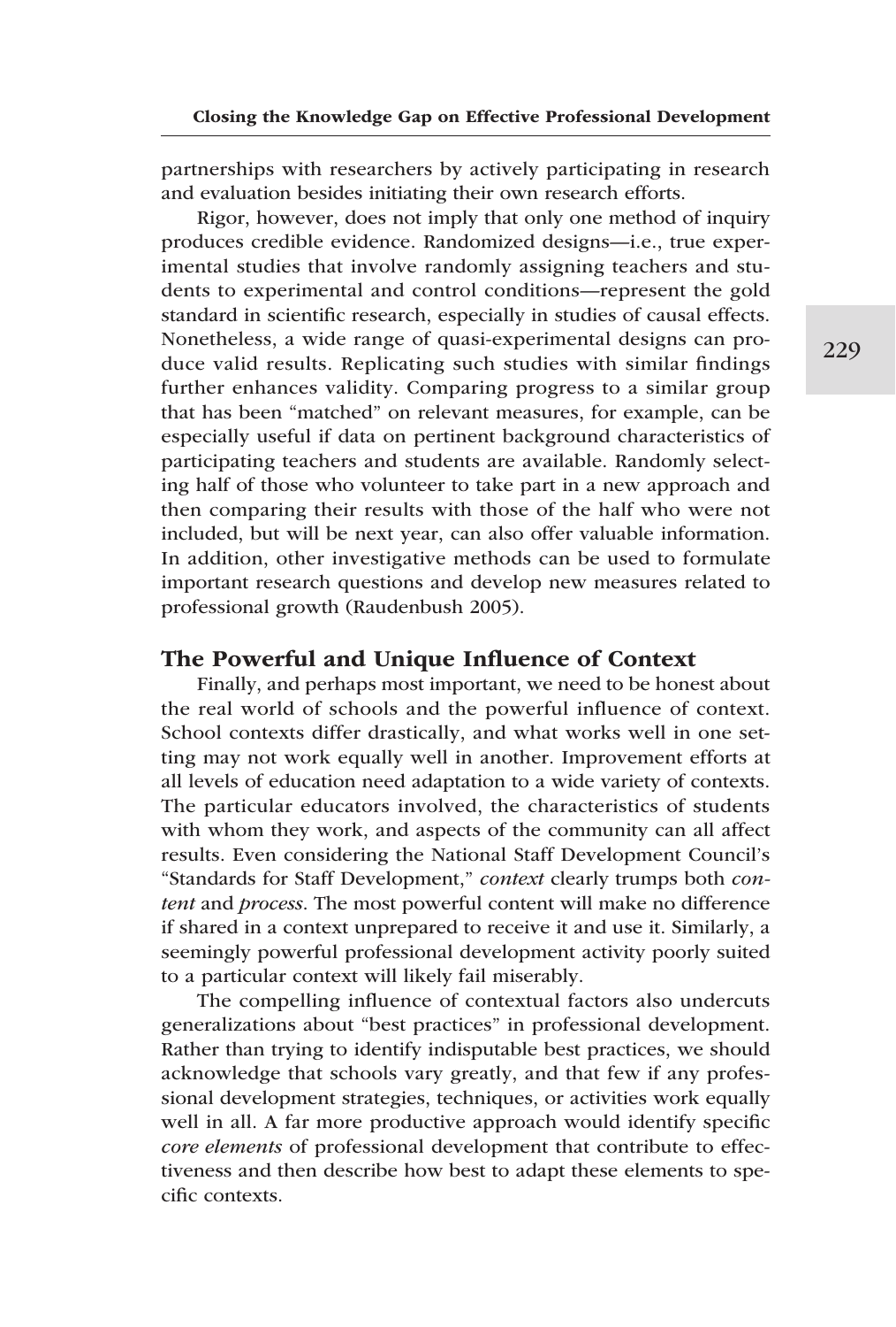partnerships with researchers by actively participating in research and evaluation besides initiating their own research efforts.

Rigor, however, does not imply that only one method of inquiry produces credible evidence. Randomized designs—i.e., true experimental studies that involve randomly assigning teachers and students to experimental and control conditions—represent the gold standard in scientific research, especially in studies of causal effects. Nonetheless, a wide range of quasi-experimental designs can produce valid results. Replicating such studies with similar findings further enhances validity. Comparing progress to a similar group that has been "matched" on relevant measures, for example, can be especially useful if data on pertinent background characteristics of participating teachers and students are available. Randomly selecting half of those who volunteer to take part in a new approach and then comparing their results with those of the half who were not included, but will be next year, can also offer valuable information. In addition, other investigative methods can be used to formulate important research questions and develop new measures related to professional growth (Raudenbush 2005).

## The Powerful and Unique Influence of Context

Finally, and perhaps most important, we need to be honest about the real world of schools and the powerful influence of context. School contexts differ drastically, and what works well in one setting may not work equally well in another. Improvement efforts at all levels of education need adaptation to a wide variety of contexts. The particular educators involved, the characteristics of students with whom they work, and aspects of the community can all affect results. Even considering the National Staff Development Council's "Standards for Staff Development," *context* clearly trumps both *content* and *process*. The most powerful content will make no difference if shared in a context unprepared to receive it and use it. Similarly, a seemingly powerful professional development activity poorly suited to a particular context will likely fail miserably.

The compelling influence of contextual factors also undercuts generalizations about "best practices" in professional development. Rather than trying to identify indisputable best practices, we should acknowledge that schools vary greatly, and that few if any professional development strategies, techniques, or activities work equally well in all. A far more productive approach would identify specific *core elements* of professional development that contribute to effectiveness and then describe how best to adapt these elements to specific contexts.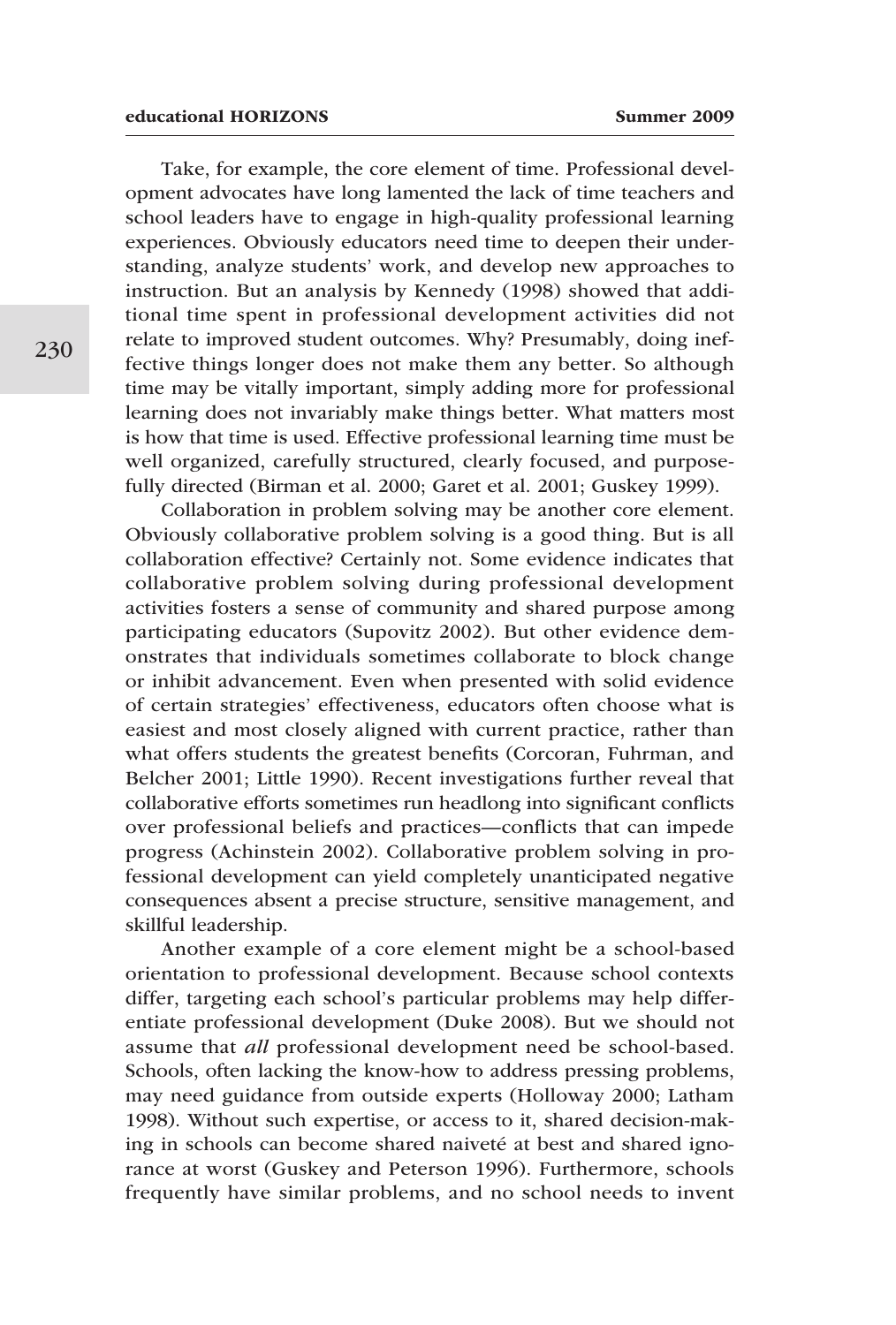Take, for example, the core element of time. Professional development advocates have long lamented the lack of time teachers and school leaders have to engage in high-quality professional learning experiences. Obviously educators need time to deepen their understanding, analyze students' work, and develop new approaches to instruction. But an analysis by Kennedy (1998) showed that additional time spent in professional development activities did not relate to improved student outcomes. Why? Presumably, doing ineffective things longer does not make them any better. So although time may be vitally important, simply adding more for professional learning does not invariably make things better. What matters most is how that time is used. Effective professional learning time must be well organized, carefully structured, clearly focused, and purposefully directed (Birman et al. 2000; Garet et al. 2001; Guskey 1999).

Collaboration in problem solving may be another core element. Obviously collaborative problem solving is a good thing. But is all collaboration effective? Certainly not. Some evidence indicates that collaborative problem solving during professional development activities fosters a sense of community and shared purpose among participating educators (Supovitz 2002). But other evidence demonstrates that individuals sometimes collaborate to block change or inhibit advancement. Even when presented with solid evidence of certain strategies' effectiveness, educators often choose what is easiest and most closely aligned with current practice, rather than what offers students the greatest benefits (Corcoran, Fuhrman, and Belcher 2001; Little 1990). Recent investigations further reveal that collaborative efforts sometimes run headlong into significant conflicts over professional beliefs and practices—conflicts that can impede progress (Achinstein 2002). Collaborative problem solving in professional development can yield completely unanticipated negative consequences absent a precise structure, sensitive management, and skillful leadership.

Another example of a core element might be a school-based orientation to professional development. Because school contexts differ, targeting each school's particular problems may help differentiate professional development (Duke 2008). But we should not assume that *all* professional development need be school-based. Schools, often lacking the know-how to address pressing problems, may need guidance from outside experts (Holloway 2000; Latham 1998). Without such expertise, or access to it, shared decision-making in schools can become shared naiveté at best and shared ignorance at worst (Guskey and Peterson 1996). Furthermore, schools frequently have similar problems, and no school needs to invent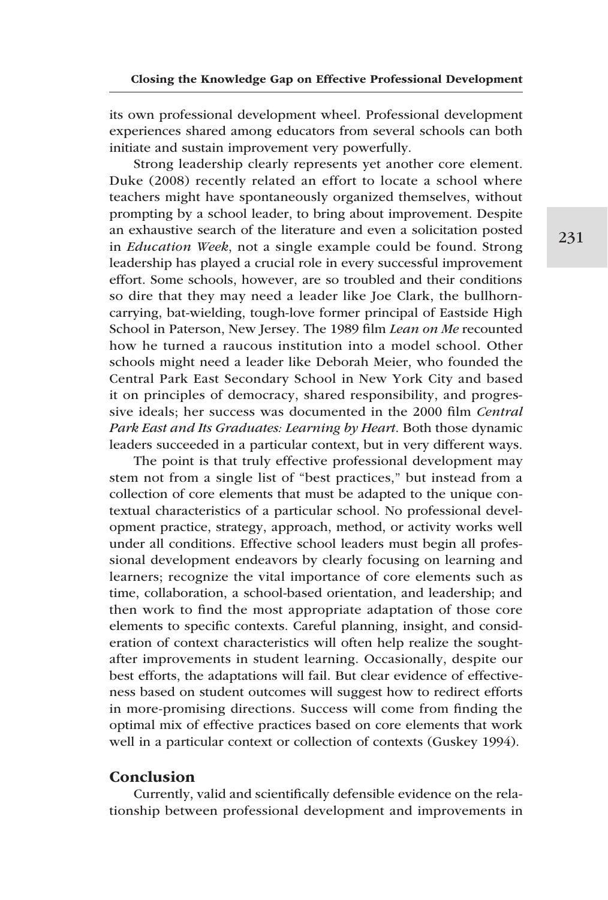its own professional development wheel. Professional development experiences shared among educators from several schools can both initiate and sustain improvement very powerfully.

Strong leadership clearly represents yet another core element. Duke (2008) recently related an effort to locate a school where teachers might have spontaneously organized themselves, without prompting by a school leader, to bring about improvement. Despite an exhaustive search of the literature and even a solicitation posted in *Education Week*, not a single example could be found. Strong leadership has played a crucial role in every successful improvement effort. Some schools, however, are so troubled and their conditions so dire that they may need a leader like Joe Clark, the bullhorn-carrying, bat-wielding, tough-love former principal of Eastside High School in Paterson, New Jersey. The 1989 film *Lean on Me* recounted how he turned a raucous institution into a model school. Other schools might need a leader like Deborah Meier, who founded the Central Park East Secondary School in New York City and based it on principles of democracy, shared responsibility, and progressive ideals; her success was documented in the 2000 film *Central Park East and Its Graduates: Learning by Heart*. Both those dynamic leaders succeeded in a particular context, but in very different ways.

The point is that truly effective professional development may stem not from a single list of "best practices," but instead from a collection of core elements that must be adapted to the unique contextual characteristics of a particular school. No professional development practice, strategy, approach, method, or activity works well under all conditions. Effective school leaders must begin all professional development endeavors by clearly focusing on learning and learners; recognize the vital importance of core elements such as time, collaboration, a school-based orientation, and leadership; and then work to find the most appropriate adaptation of those core elements to specific contexts. Careful planning, insight, and consideration of context characteristics will often help realize the sought-after improvements in student learning. Occasionally, despite our best efforts, the adaptations will fail. But clear evidence of effectiveness based on student outcomes will suggest how to redirect efforts in more-promising directions. Success will come from finding the optimal mix of effective practices based on core elements that work well in a particular context or collection of contexts (Guskey 1994).

## Conclusion

Currently, valid and scientifically defensible evidence on the relationship between professional development and improvements in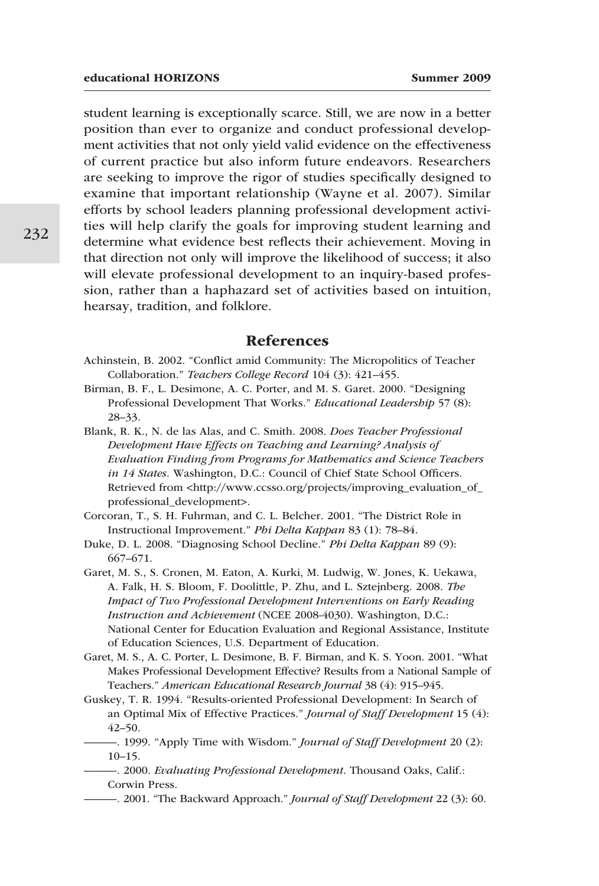student learning is exceptionally scarce. Still, we are now in a better position than ever to organize and conduct professional development activities that not only yield valid evidence on the effectiveness of current practice but also inform future endeavors. Researchers are seeking to improve the rigor of studies specifically designed to examine that important relationship (Wayne et al. 2007). Similar efforts by school leaders planning professional development activities will help clarify the goals for improving student learning and determine what evidence best reflects their achievement. Moving in that direction not only will improve the likelihood of success; it also will elevate professional development to an inquiry-based profession, rather than a haphazard set of activities based on intuition, hearsay, tradition, and folklore.

## References

Achinstein, B. 2002. "Conflict amid Community: The Micropolitics of Teacher Collaboration." *Teachers College Record* 104 (3): 421–455.

Birman, B. F., L. Desimone, A. C. Porter, and M. S. Garet. 2000. "Designing Professional Development That Works." *Educational Leadership* 57 (8): 28–33.

Blank, R. K., N. de las Alas, and C. Smith. 2008. *Does Teacher Professional Development Have Effects on Teaching and Learning? Analysis of Evaluation Finding from Programs for Mathematics and Science Teachers in 14 States*. Washington, D.C.: Council of Chief State School Officers. Retrieved from <http://www.ccsso.org/projects/improving_evaluation_of_professional_development>.

Corcoran, T., S. H. Fuhrman, and C. L. Belcher. 2001. "The District Role in Instructional Improvement." *Phi Delta Kappan* 83 (1): 78–84.

Duke, D. L. 2008. "Diagnosing School Decline." *Phi Delta Kappan* 89 (9): 667–671.

Garet, M. S., S. Cronen, M. Eaton, A. Kurki, M. Ludwig, W. Jones, K. Uekawa, A. Falk, H. S. Bloom, F. Doolittle, P. Zhu, and L. Sztejnberg. 2008. *The Impact of Two Professional Development Interventions on Early Reading Instruction and Achievement* (NCEE 2008-4030). Washington, D.C.: National Center for Education Evaluation and Regional Assistance, Institute of Education Sciences, U.S. Department of Education.

Garet, M. S., A. C. Porter, L. Desimone, B. F. Birman, and K. S. Yoon. 2001. "What Makes Professional Development Effective? Results from a National Sample of Teachers." *American Educational Research Journal* 38 (4): 915–945.

Guskey, T. R. 1994. "Results-oriented Professional Development: In Search of an Optimal Mix of Effective Practices." *Journal of Staff Development* 15 (4): 42–50.

———. 1999. "Apply Time with Wisdom." *Journal of Staff Development* 20 (2): 10–15.

———. 2000. *Evaluating Professional Development*. Thousand Oaks, Calif.: Corwin Press.

———. 2001. "The Backward Approach." *Journal of Staff Development* 22 (3): 60.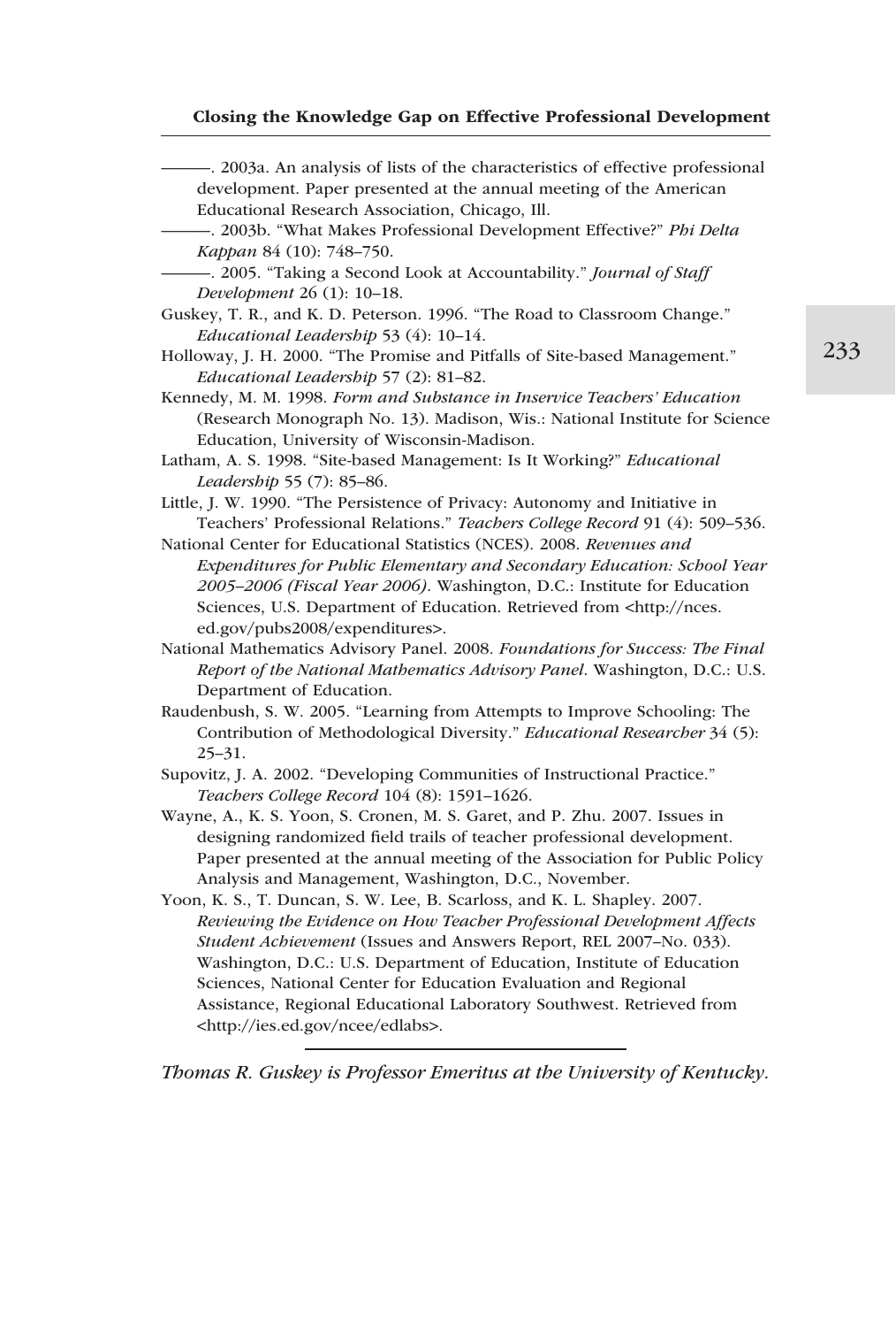———. 2003a. An analysis of lists of the characteristics of effective professional development. Paper presented at the annual meeting of the American Educational Research Association, Chicago, Ill.

———. 2003b. "What Makes Professional Development Effective?" *Phi Delta Kappan* 84 (10): 748–750.

———. 2005. "Taking a Second Look at Accountability." *Journal of Staff Development* 26 (1): 10–18.

Guskey, T. R., and K. D. Peterson. 1996. "The Road to Classroom Change." *Educational Leadership* 53 (4): 10–14.

Holloway, J. H. 2000. "The Promise and Pitfalls of Site-based Management." *Educational Leadership* 57 (2): 81–82.

Kennedy, M. M. 1998. *Form and Substance in Inservice Teachers' Education* (Research Monograph No. 13). Madison, Wis.: National Institute for Science Education, University of Wisconsin-Madison.

Latham, A. S. 1998. "Site-based Management: Is It Working?" *Educational Leadership* 55 (7): 85–86.

Little, J. W. 1990. "The Persistence of Privacy: Autonomy and Initiative in Teachers' Professional Relations." *Teachers College Record* 91 (4): 509–536.

National Center for Educational Statistics (NCES). 2008. *Revenues and Expenditures for Public Elementary and Secondary Education: School Year 2005–2006 (Fiscal Year 2006)*. Washington, D.C.: Institute for Education Sciences, U.S. Department of Education. Retrieved from <http://nces.ed.gov/pubs2008/expenditures>.

National Mathematics Advisory Panel. 2008. *Foundations for Success: The Final Report of the National Mathematics Advisory Panel*. Washington, D.C.: U.S. Department of Education.

Raudenbush, S. W. 2005. "Learning from Attempts to Improve Schooling: The Contribution of Methodological Diversity." *Educational Researcher* 34 (5): 25–31.

Supovitz, J. A. 2002. "Developing Communities of Instructional Practice." *Teachers College Record* 104 (8): 1591–1626.

Wayne, A., K. S. Yoon, S. Cronen, M. S. Garet, and P. Zhu. 2007. Issues in designing randomized field trails of teacher professional development. Paper presented at the annual meeting of the Association for Public Policy Analysis and Management, Washington, D.C., November.

Yoon, K. S., T. Duncan, S. W. Lee, B. Scarloss, and K. L. Shapley. 2007. *Reviewing the Evidence on How Teacher Professional Development Affects Student Achievement* (Issues and Answers Report, REL 2007–No. 033). Washington, D.C.: U.S. Department of Education, Institute of Education Sciences, National Center for Education Evaluation and Regional Assistance, Regional Educational Laboratory Southwest. Retrieved from <http://ies.ed.gov/ncee/edlabs>.

---

*Thomas R. Guskey is Professor Emeritus at the University of Kentucky.*